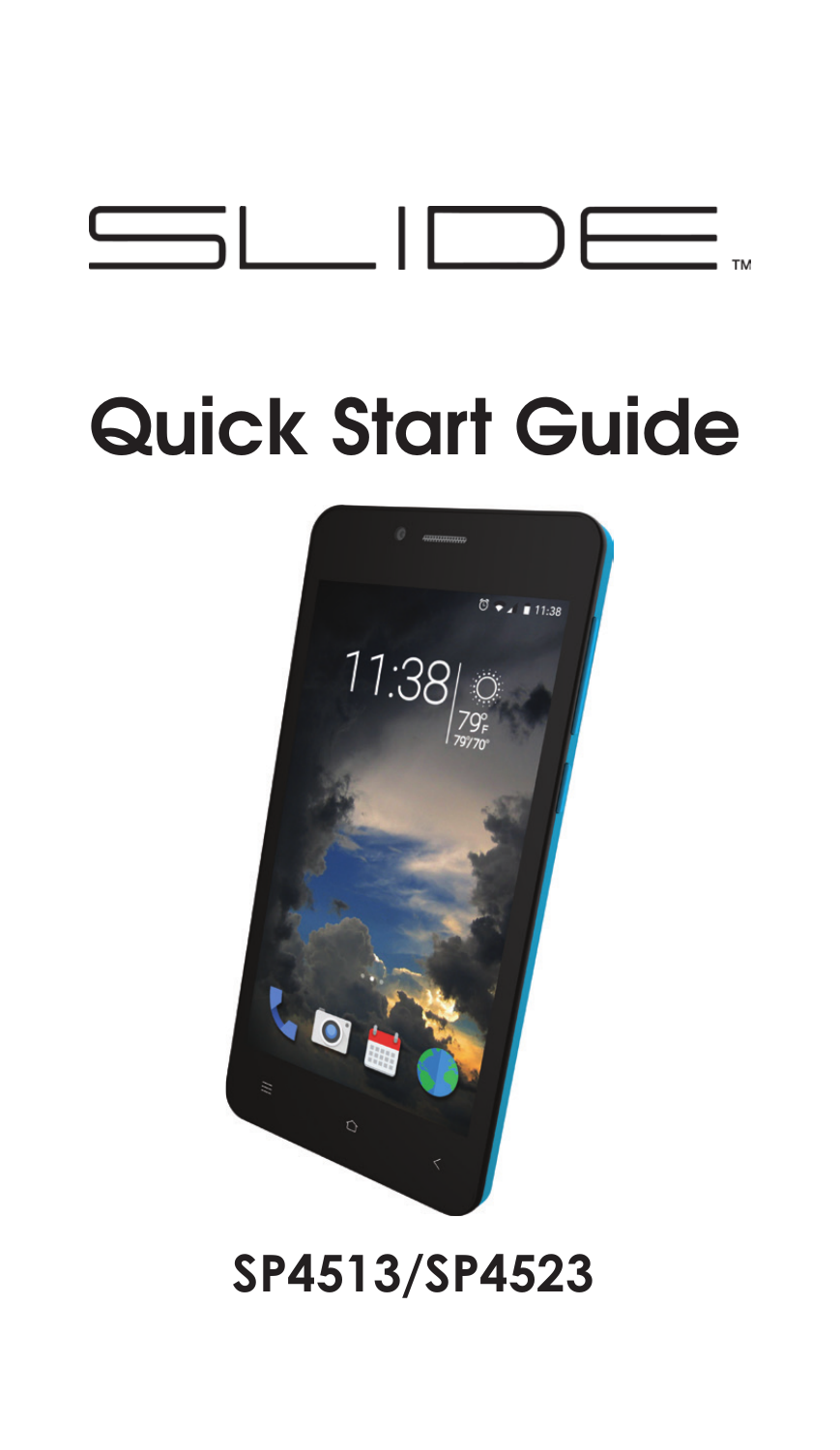# SLIDE™

# Quick Start Guide

**SP4513/SP4523**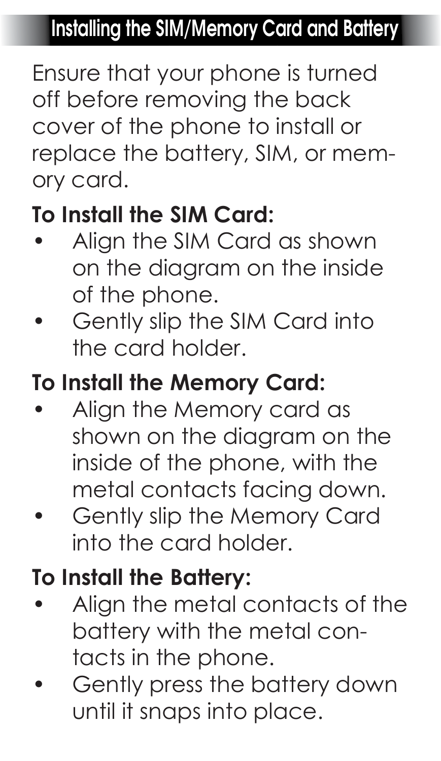## Installing the SIM/Memory Card and Battery

Ensure that your phone is turned off before removing the back cover of the phone to install or replace the battery, SIM, or memory card.

### To Install the SIM Card:

- Align the SIM Card as shown on the diagram on the inside of the phone.
- Gently slip the SIM Card into the card holder.

### To Install the Memory Card:

- Align the Memory card as shown on the diagram on the inside of the phone, with the metal contacts facing down.
- Gently slip the Memory Card into the card holder.

### To Install the Battery:

- Align the metal contacts of the battery with the metal contacts in the phone.
- Gently press the battery down until it snaps into place.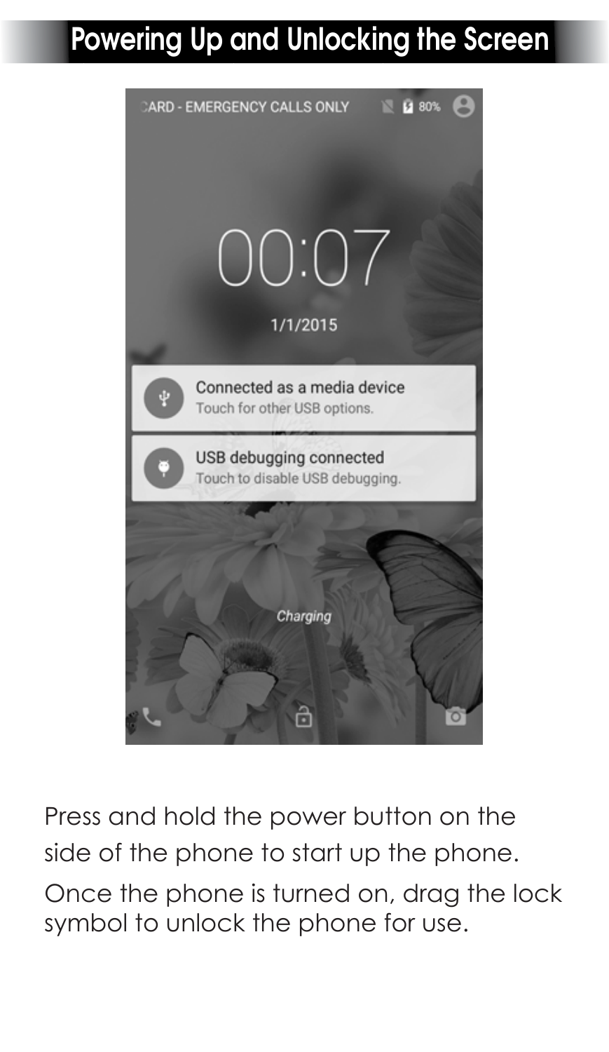# Powering Up and Unlocking the Screen

Press and hold the power button on the side of the phone to start up the phone.

Once the phone is turned on, drag the lock symbol to unlock the phone for use.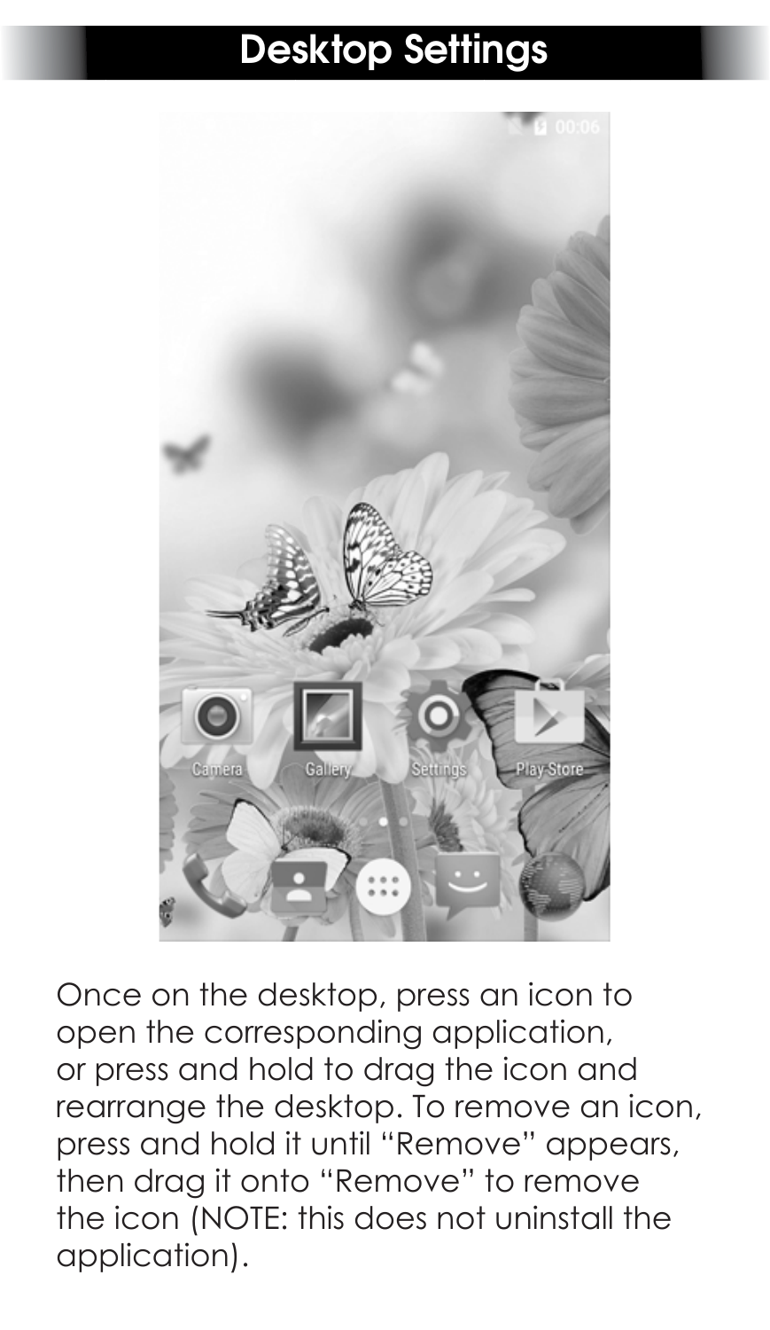# Desktop Settings

Once on the desktop, press an icon to open the corresponding application, or press and hold to drag the icon and rearrange the desktop. To remove an icon, press and hold it until "Remove" appears, then drag it onto "Remove" to remove the icon (NOTE: this does not uninstall the application).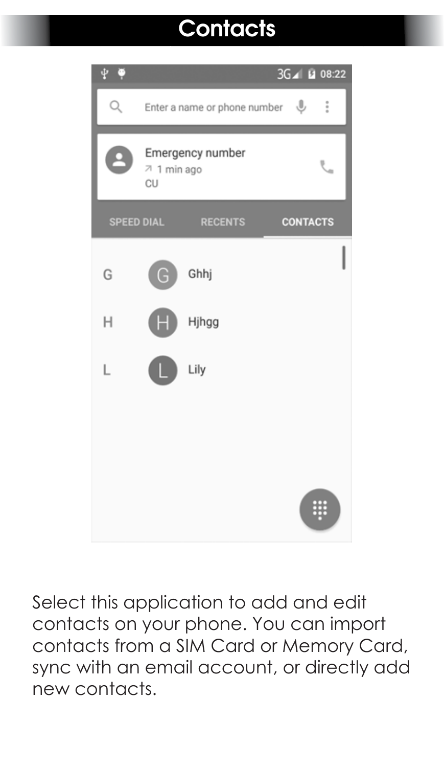# Contacts

Select this application to add and edit contacts on your phone. You can import contacts from a SIM Card or Memory Card, sync with an email account, or directly add new contacts.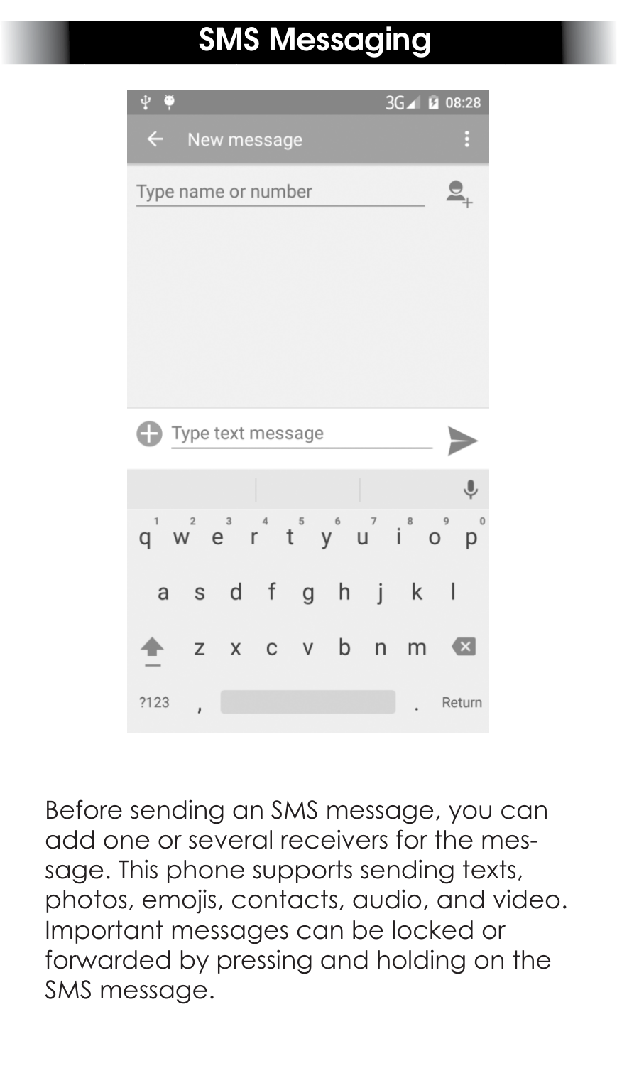# SMS Messaging

Before sending an SMS message, you can add one or several receivers for the message. This phone supports sending texts, photos, emojis, contacts, audio, and video. Important messages can be locked or forwarded by pressing and holding on the SMS message.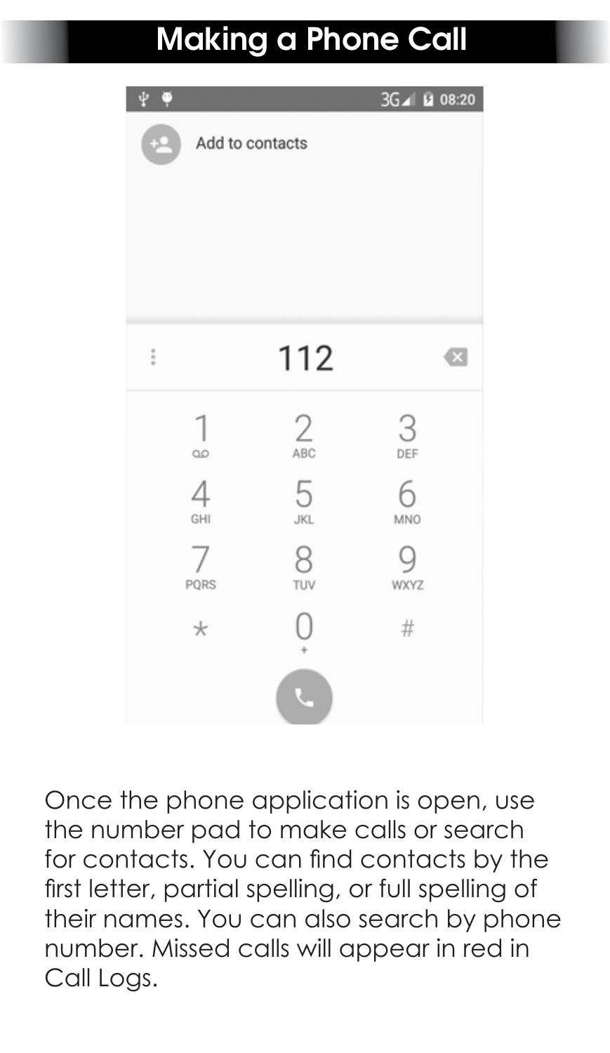# Making a Phone Call

Once the phone application is open, use the number pad to make calls or search for contacts. You can find contacts by the first letter, partial spelling, or full spelling of their names. You can also search by phone number. Missed calls will appear in red in Call Logs.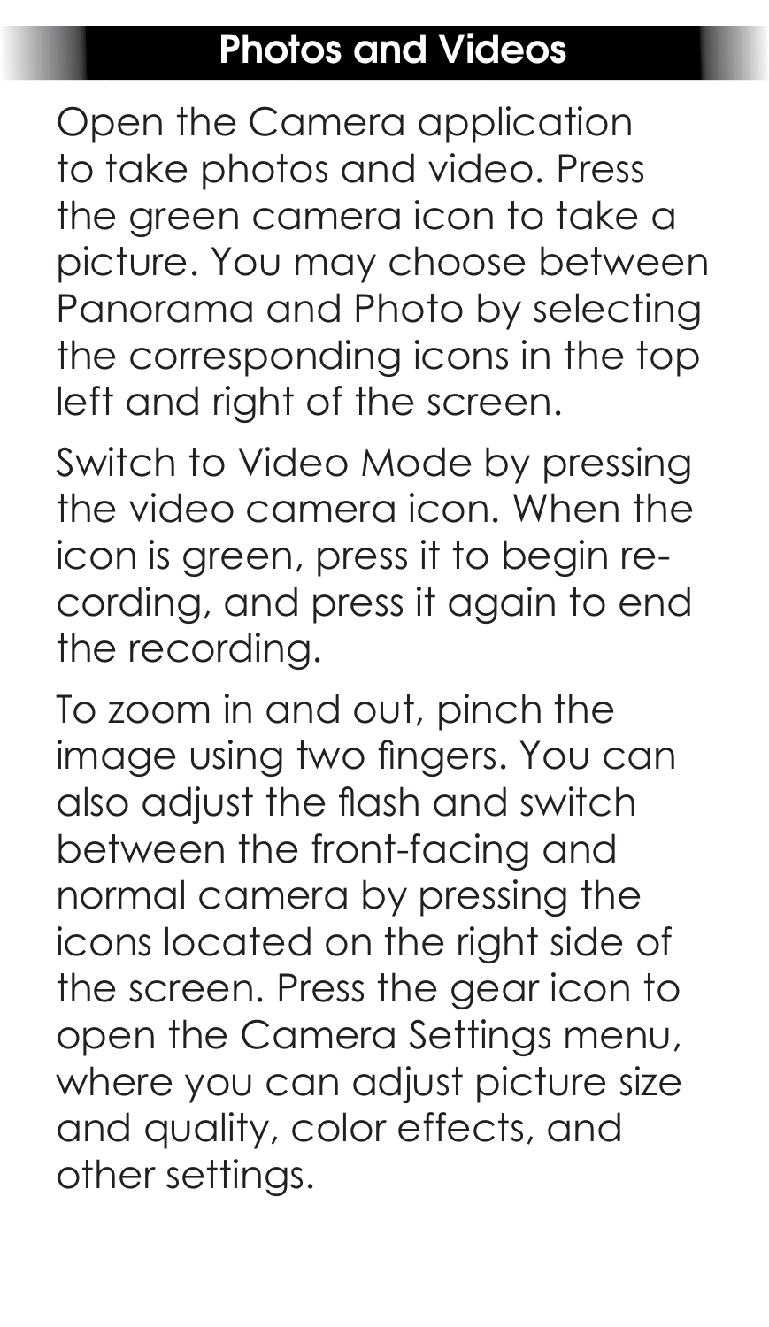## Photos and Videos

Open the Camera application to take photos and video. Press the green camera icon to take a picture. You may choose between Panorama and Photo by selecting the corresponding icons in the top left and right of the screen.

Switch to Video Mode by pressing the video camera icon. When the icon is green, press it to begin recording, and press it again to end the recording.

To zoom in and out, pinch the image using two fingers. You can also adjust the flash and switch between the front-facing and normal camera by pressing the icons located on the right side of the screen. Press the gear icon to open the Camera Settings menu, where you can adjust picture size and quality, color effects, and other settings.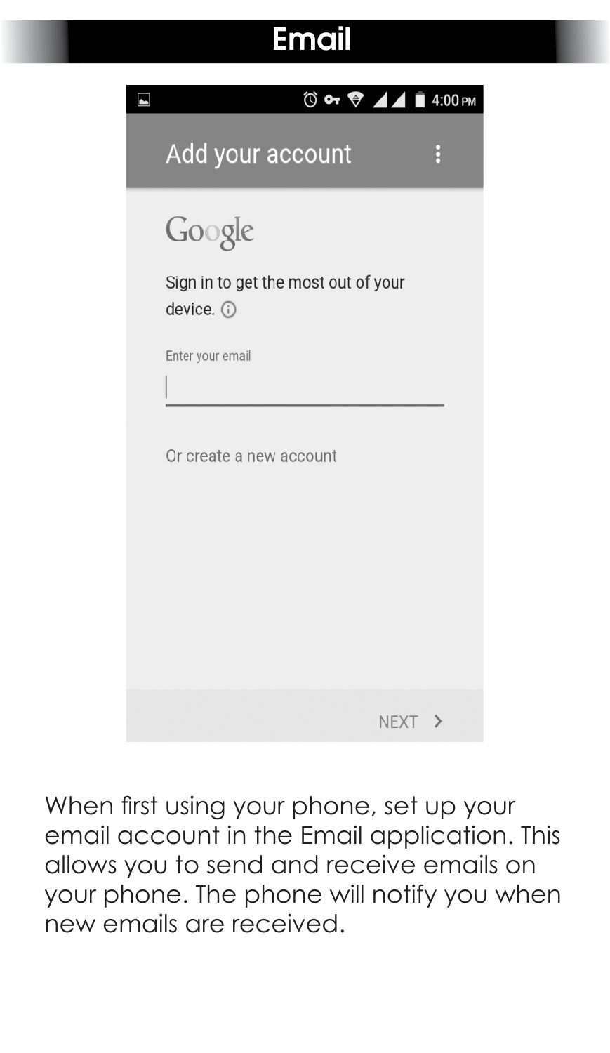# Email

When first using your phone, set up your email account in the Email application. This allows you to send and receive emails on your phone. The phone will notify you when new emails are received.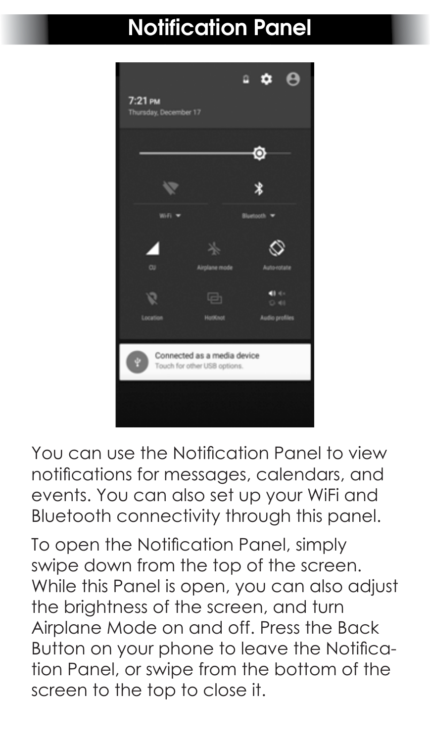# Notification Panel

You can use the Notification Panel to view notifications for messages, calendars, and events. You can also set up your WiFi and Bluetooth connectivity through this panel.

To open the Notification Panel, simply swipe down from the top of the screen. While this Panel is open, you can also adjust the brightness of the screen, and turn Airplane Mode on and off. Press the Back Button on your phone to leave the Notification Panel, or swipe from the bottom of the screen to the top to close it.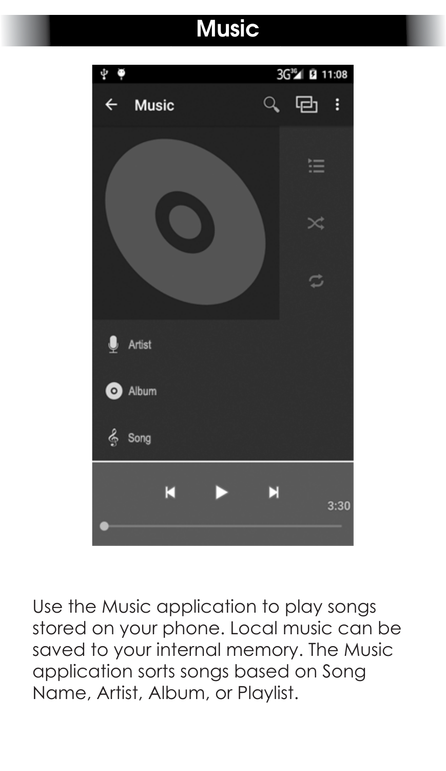# Music

Use the Music application to play songs stored on your phone. Local music can be saved to your internal memory. The Music application sorts songs based on Song Name, Artist, Album, or Playlist.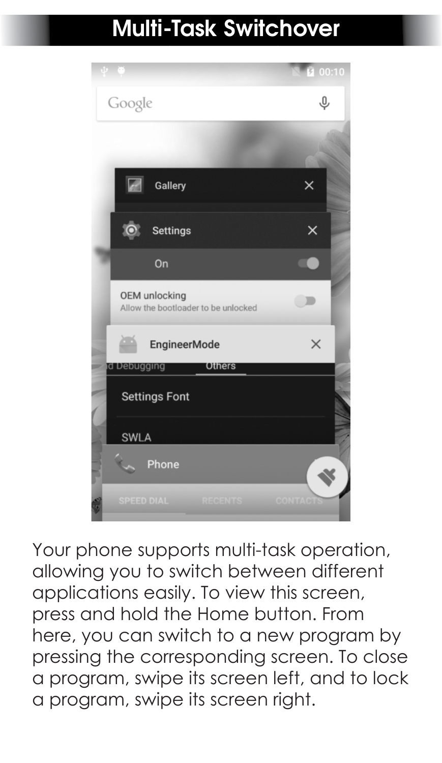# Multi-Task Switchover

Your phone supports multi-task operation, allowing you to switch between different applications easily. To view this screen, press and hold the Home button. From here, you can switch to a new program by pressing the corresponding screen. To close a program, swipe its screen left, and to lock a program, swipe its screen right.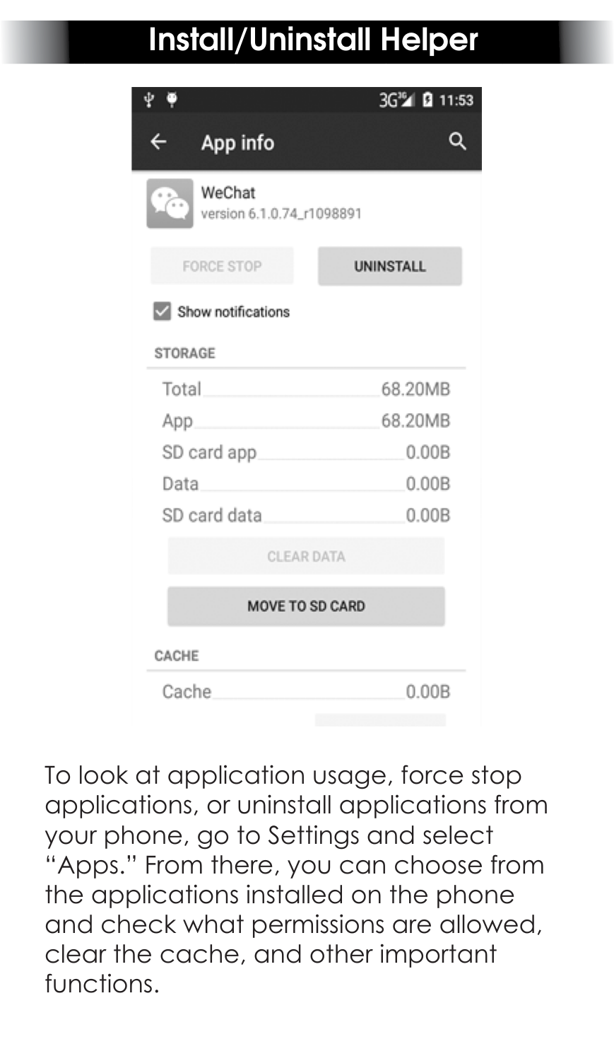# Install/Uninstall Helper

App info

WeChat
version 6.1.0.74_r1098891

FORCE STOP | UNINSTALL

Show notifications

STORAGE

| | |
|---|---|
| Total | 68.20MB |
| App | 68.20MB |
| SD card app | 0.00B |
| Data | 0.00B |
| SD card data | 0.00B |

CLEAR DATA

MOVE TO SD CARD

CACHE

| | |
|---|---|
| Cache | 0.00B |

To look at application usage, force stop applications, or uninstall applications from your phone, go to Settings and select "Apps." From there, you can choose from the applications installed on the phone and check what permissions are allowed, clear the cache, and other important functions.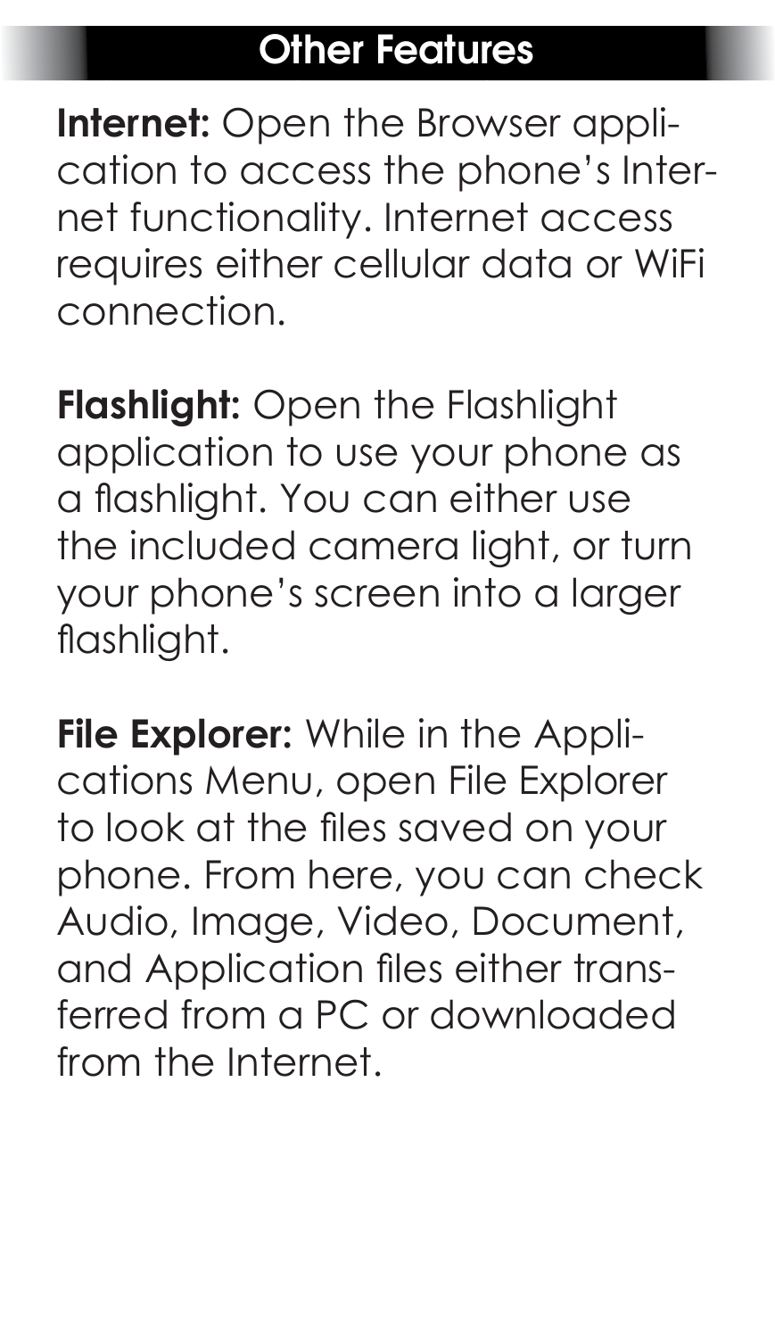## Other Features

**Internet:** Open the Browser application to access the phone's Internet functionality. Internet access requires either cellular data or WiFi connection.

**Flashlight:** Open the Flashlight application to use your phone as a flashlight. You can either use the included camera light, or turn your phone's screen into a larger flashlight.

**File Explorer:** While in the Applications Menu, open File Explorer to look at the files saved on your phone. From here, you can check Audio, Image, Video, Document, and Application files either transferred from a PC or downloaded from the Internet.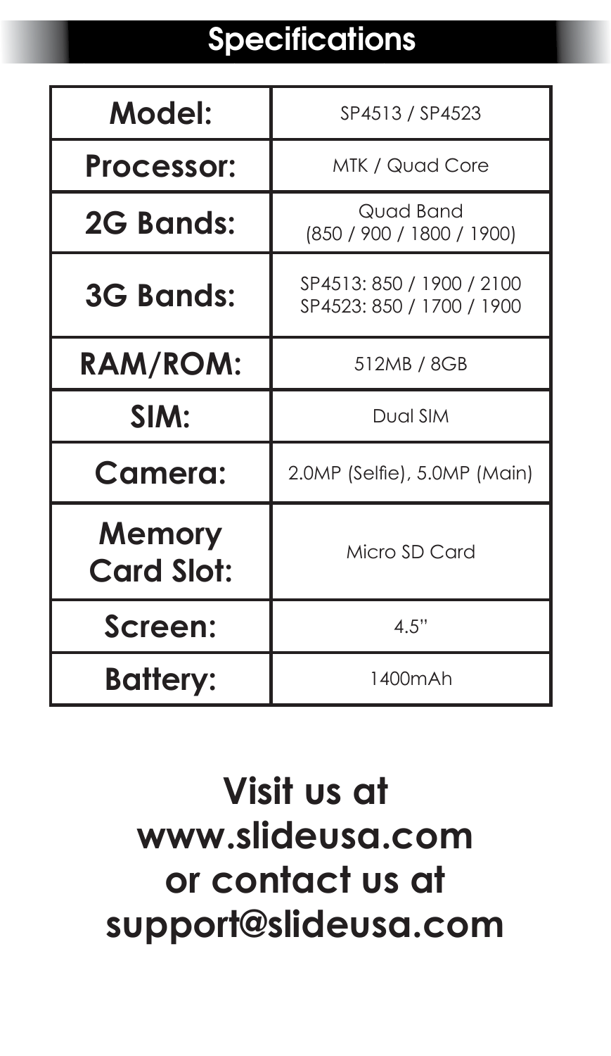# Specifications

| | |
|---|---|
| **Model:** | SP4513 / SP4523 |
| **Processor:** | MTK / Quad Core |
| **2G Bands:** | Quad Band (850 / 900 / 1800 / 1900) |
| **3G Bands:** | SP4513: 850 / 1900 / 2100<br>SP4523: 850 / 1700 / 1900 |
| **RAM/ROM:** | 512MB / 8GB |
| **SIM:** | Dual SIM |
| **Camera:** | 2.0MP (Selfie), 5.0MP (Main) |
| **Memory Card Slot:** | Micro SD Card |
| **Screen:** | 4.5" |
| **Battery:** | 1400mAh |

**Visit us at www.slideusa.com or contact us at support@slideusa.com**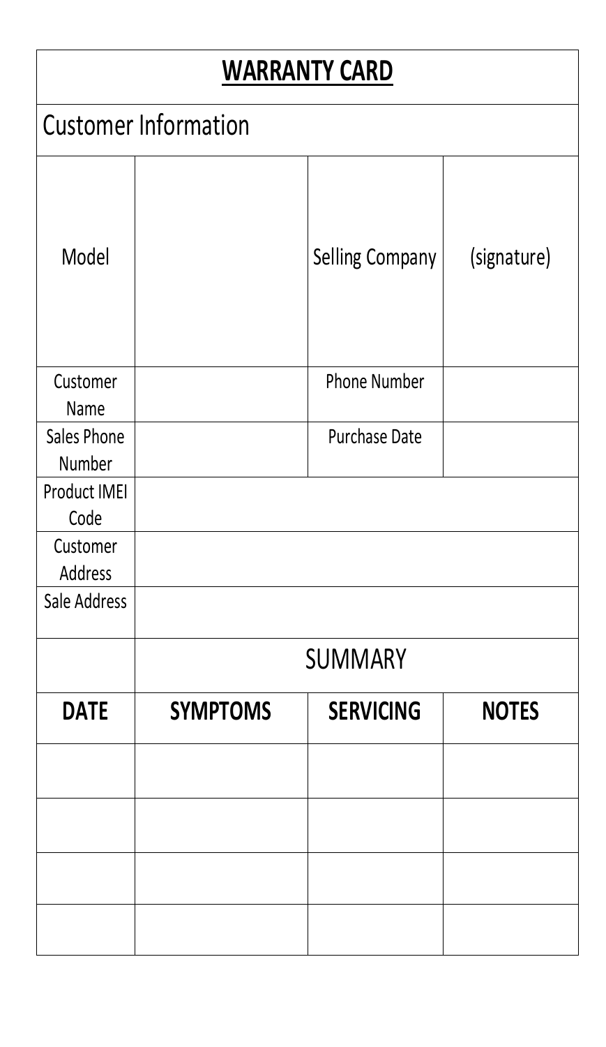# WARRANTY CARD

## Customer Information

| Model | | Selling Company | (signature) |
|---|---|---|---|
| Customer Name | | Phone Number | |
| Sales Phone Number | | Purchase Date | |
| Product IMEI Code | | | |
| Customer Address | | | |
| Sale Address | | | |

## SUMMARY

| DATE | SYMPTOMS | SERVICING | NOTES |
|---|---|---|---|
| | | | |
| | | | |
| | | | |
| | | | |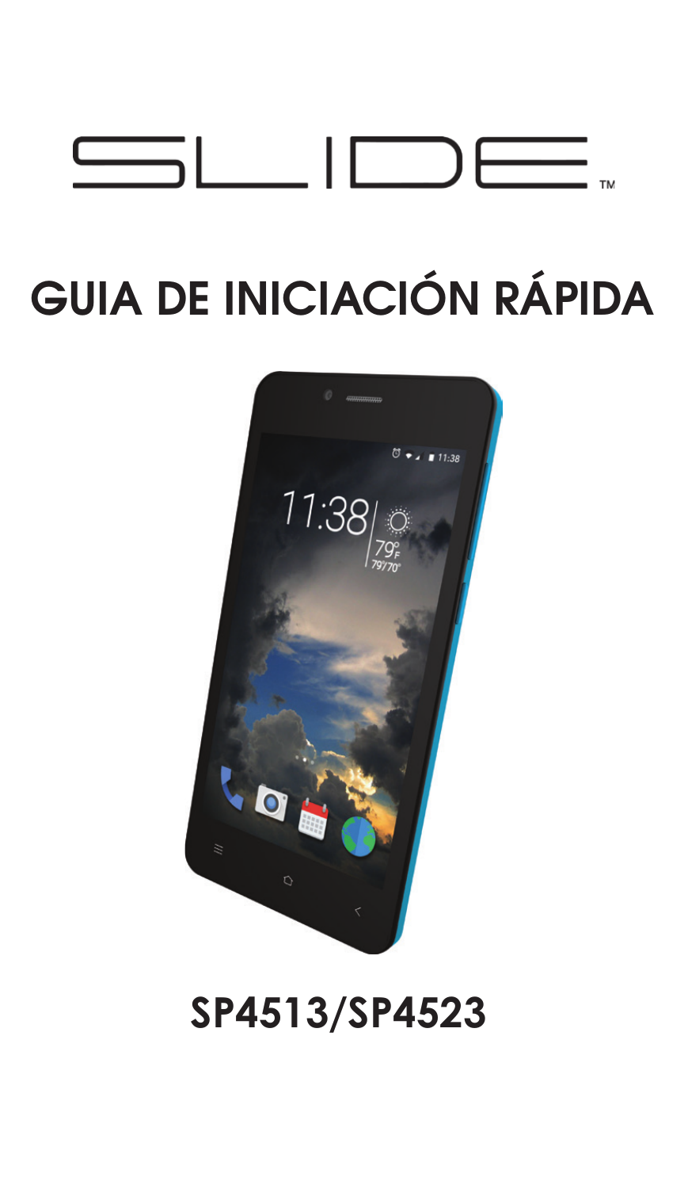# SLIDE™

# GUIA DE INICIACIÓN RÁPIDA

## SP4513/SP4523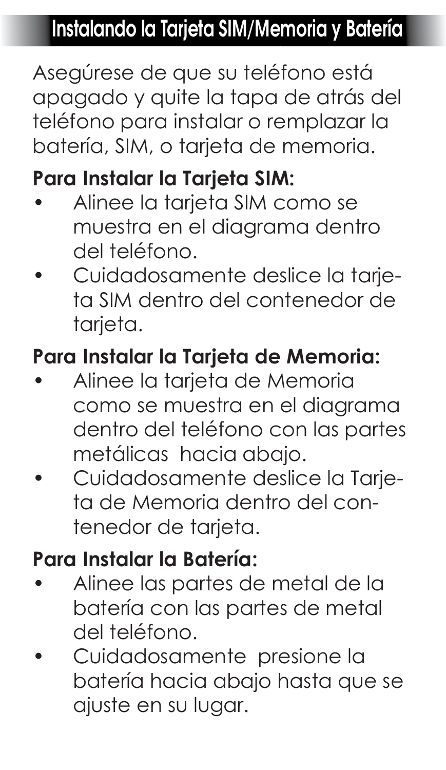## Instalando la Tarjeta SIM/Memoria y Batería

Asegúrese de que su teléfono está apagado y quite la tapa de atrás del teléfono para instalar o remplazar la batería, SIM, o tarjeta de memoria.

**Para Instalar la Tarjeta SIM:**

- Alinee la tarjeta SIM como se muestra en el diagrama dentro del teléfono.
- Cuidadosamente deslice la tarjeta SIM dentro del contenedor de tarjeta.

**Para Instalar la Tarjeta de Memoria:**

- Alinee la tarjeta de Memoria como se muestra en el diagrama dentro del teléfono con las partes metálicas hacia abajo.
- Cuidadosamente deslice la Tarjeta de Memoria dentro del contenedor de tarjeta.

**Para Instalar la Batería:**

- Alinee las partes de metal de la batería con las partes de metal del teléfono.
- Cuidadosamente presione la batería hacia abajo hasta que se ajuste en su lugar.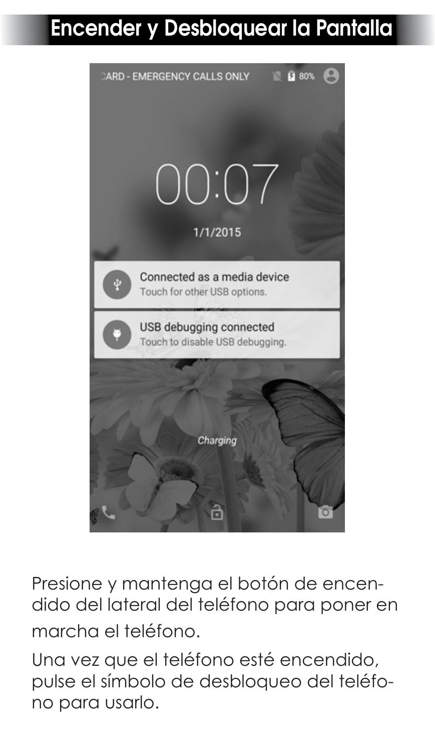# Encender y Desbloquear la Pantalla

Presione y mantenga el botón de encendido del lateral del teléfono para poner en marcha el teléfono.

Una vez que el teléfono esté encendido, pulse el símbolo de desbloqueo del teléfono para usarlo.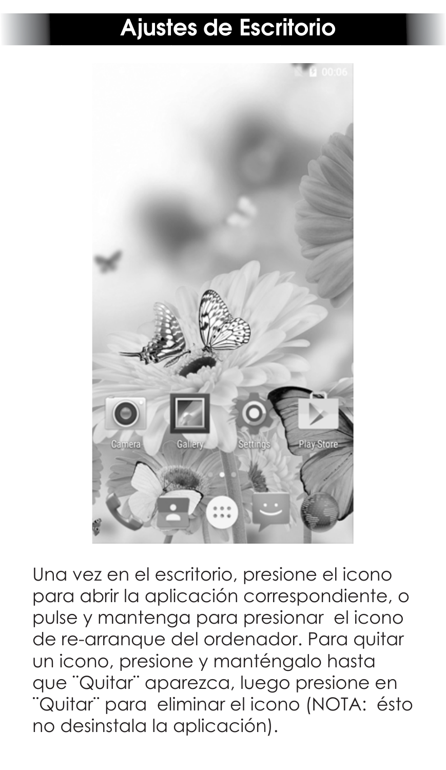# Ajustes de Escritorio

Una vez en el escritorio, presione el icono para abrir la aplicación correspondiente, o pulse y mantenga para presionar el icono de re-arranque del ordenador. Para quitar un icono, presione y manténgalo hasta que ¨Quitar¨ aparezca, luego presione en ¨Quitar¨ para eliminar el icono (NOTA: ésto no desinstala la aplicación).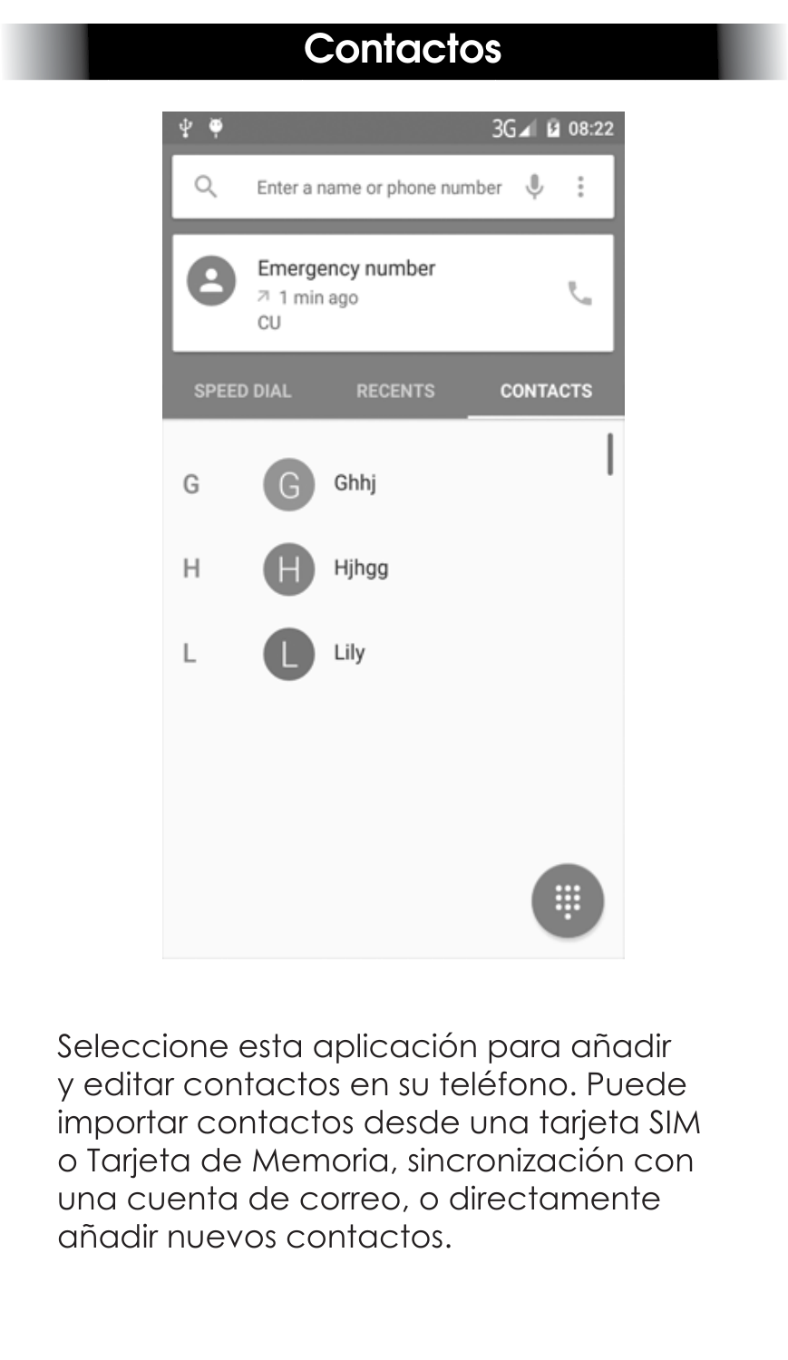# Contactos

Seleccione esta aplicación para añadir y editar contactos en su teléfono. Puede importar contactos desde una tarjeta SIM o Tarjeta de Memoria, sincronización con una cuenta de correo, o directamente añadir nuevos contactos.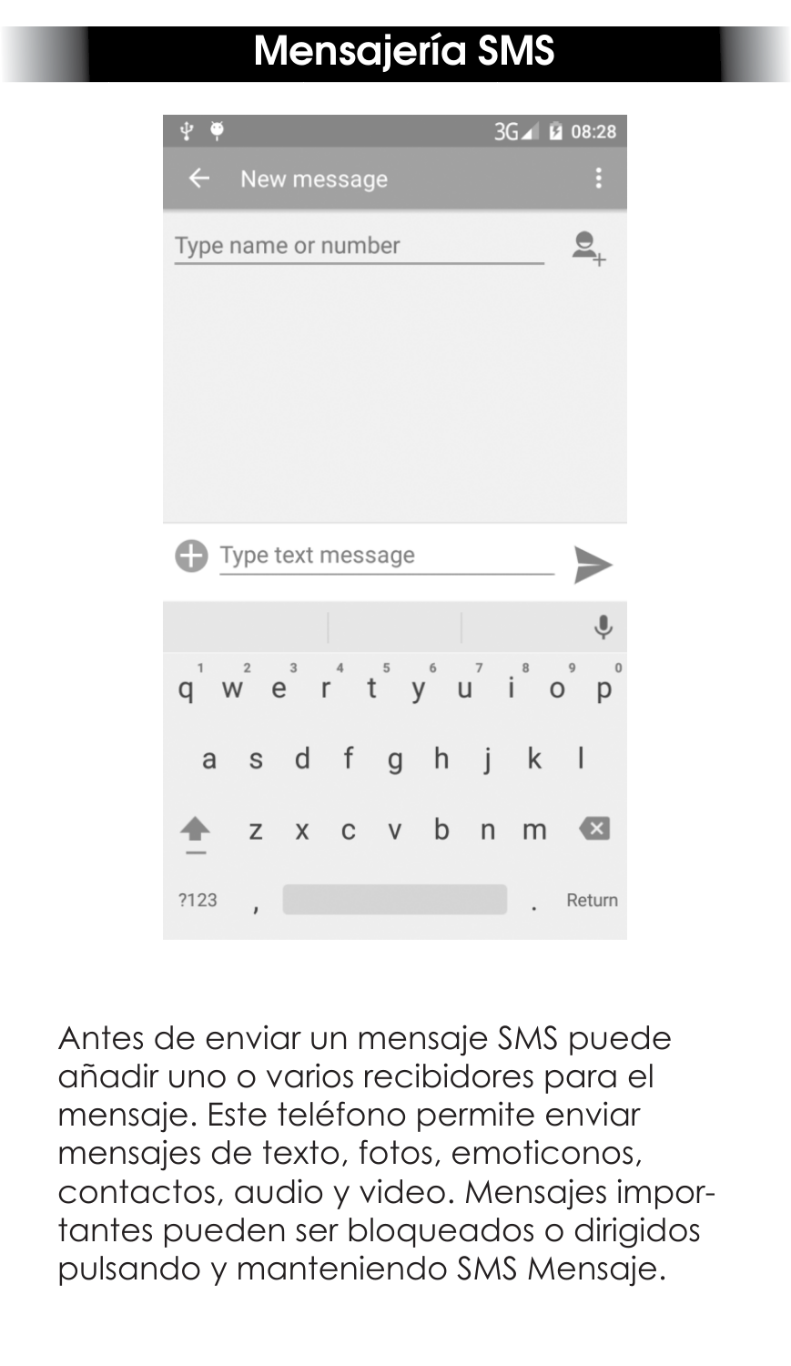# Mensajería SMS

Antes de enviar un mensaje SMS puede añadir uno o varios recibidores para el mensaje. Este teléfono permite enviar mensajes de texto, fotos, emoticonos, contactos, audio y video. Mensajes importantes pueden ser bloqueados o dirigidos pulsando y manteniendo SMS Mensaje.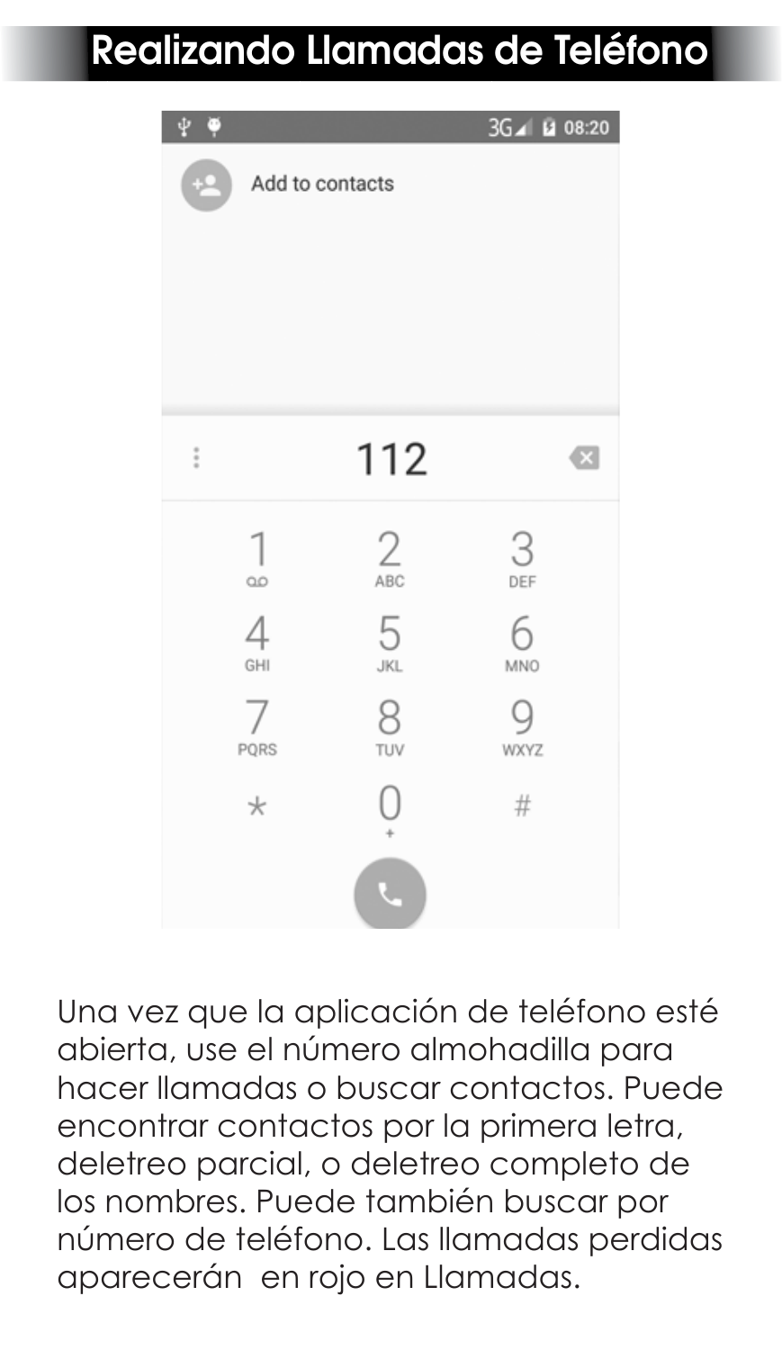# Realizando Llamadas de Teléfono

Una vez que la aplicación de teléfono esté abierta, use el número almohadilla para hacer llamadas o buscar contactos. Puede encontrar contactos por la primera letra, deletreo parcial, o deletreo completo de los nombres. Puede también buscar por número de teléfono. Las llamadas perdidas aparecerán en rojo en Llamadas.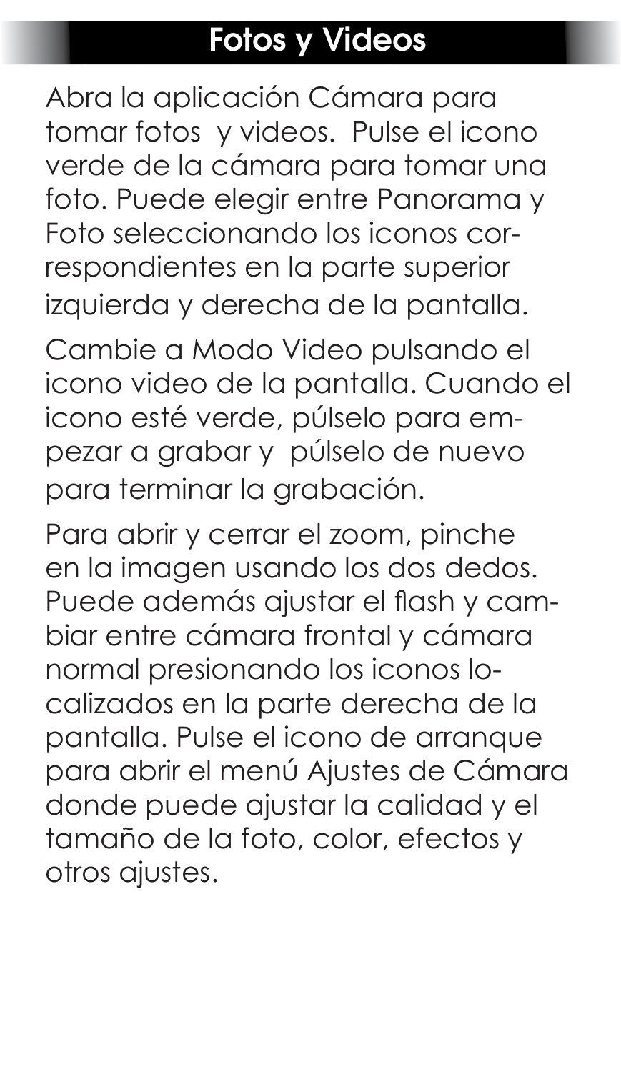# Fotos y Videos

Abra la aplicación Cámara para tomar fotos y videos. Pulse el icono verde de la cámara para tomar una foto. Puede elegir entre Panorama y Foto seleccionando los iconos correspondientes en la parte superior izquierda y derecha de la pantalla.

Cambie a Modo Video pulsando el icono video de la pantalla. Cuando el icono esté verde, púlselo para empezar a grabar y púlselo de nuevo para terminar la grabación.

Para abrir y cerrar el zoom, pinche en la imagen usando los dos dedos. Puede además ajustar el flash y cambiar entre cámara frontal y cámara normal presionando los iconos localizados en la parte derecha de la pantalla. Pulse el icono de arranque para abrir el menú Ajustes de Cámara donde puede ajustar la calidad y el tamaño de la foto, color, efectos y otros ajustes.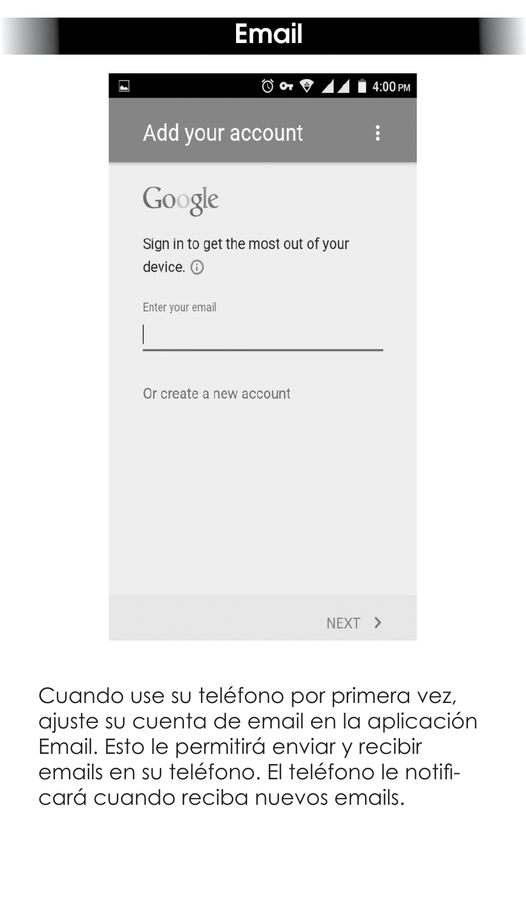# Email

Add your account

Google

Sign in to get the most out of your device.

Enter your email

Or create a new account

NEXT >

Cuando use su teléfono por primera vez, ajuste su cuenta de email en la aplicación Email. Esto le permitirá enviar y recibir emails en su teléfono. El teléfono le notificará cuando reciba nuevos emails.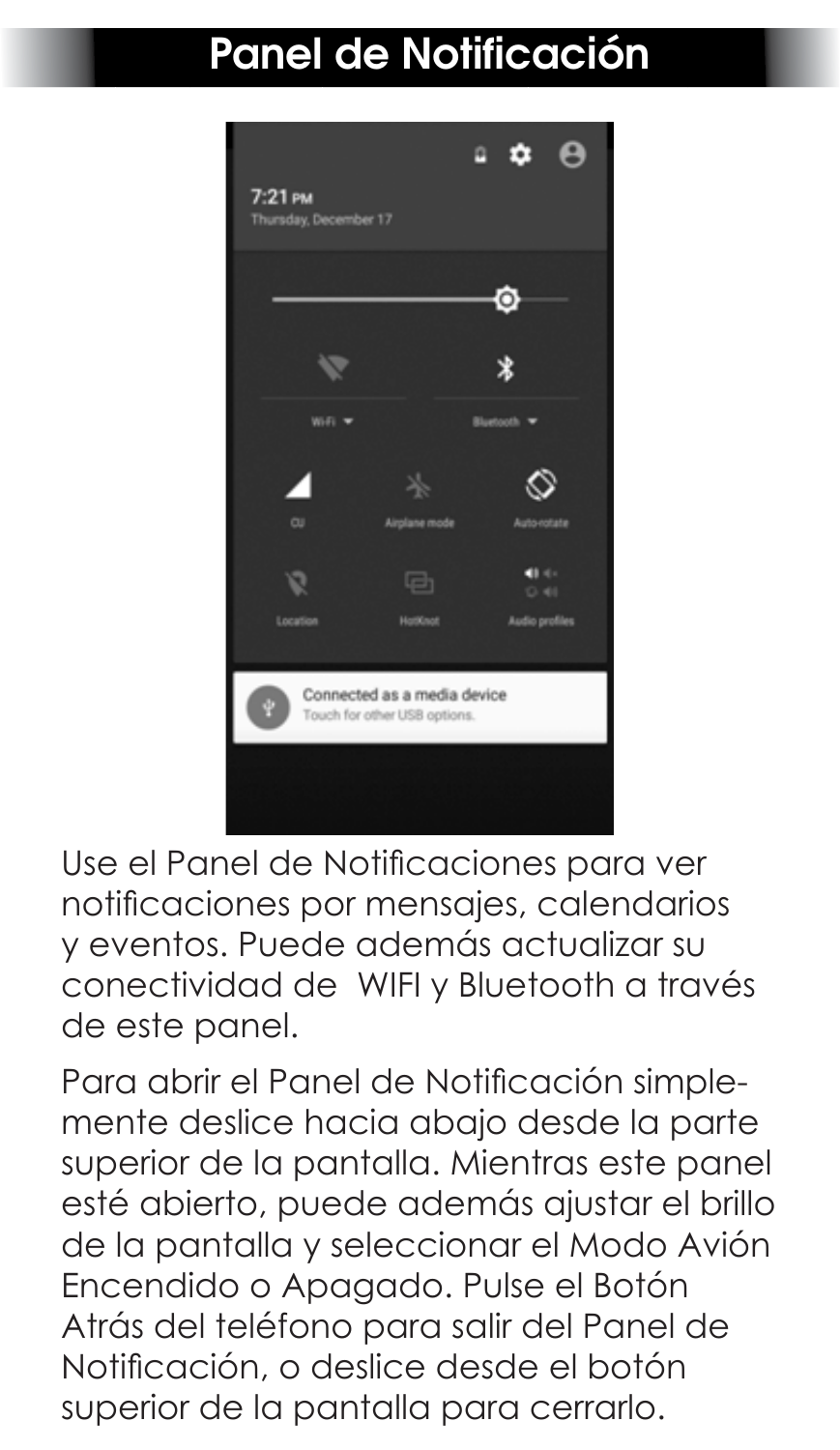# Panel de Notificación

Use el Panel de Notificaciones para ver notificaciones por mensajes, calendarios y eventos. Puede además actualizar su conectividad de  WIFI y Bluetooth a través de este panel.

Para abrir el Panel de Notificación simplemente deslice hacia abajo desde la parte superior de la pantalla. Mientras este panel esté abierto, puede además ajustar el brillo de la pantalla y seleccionar el Modo Avión Encendido o Apagado. Pulse el Botón Atrás del teléfono para salir del Panel de Notificación, o deslice desde el botón superior de la pantalla para cerrarlo.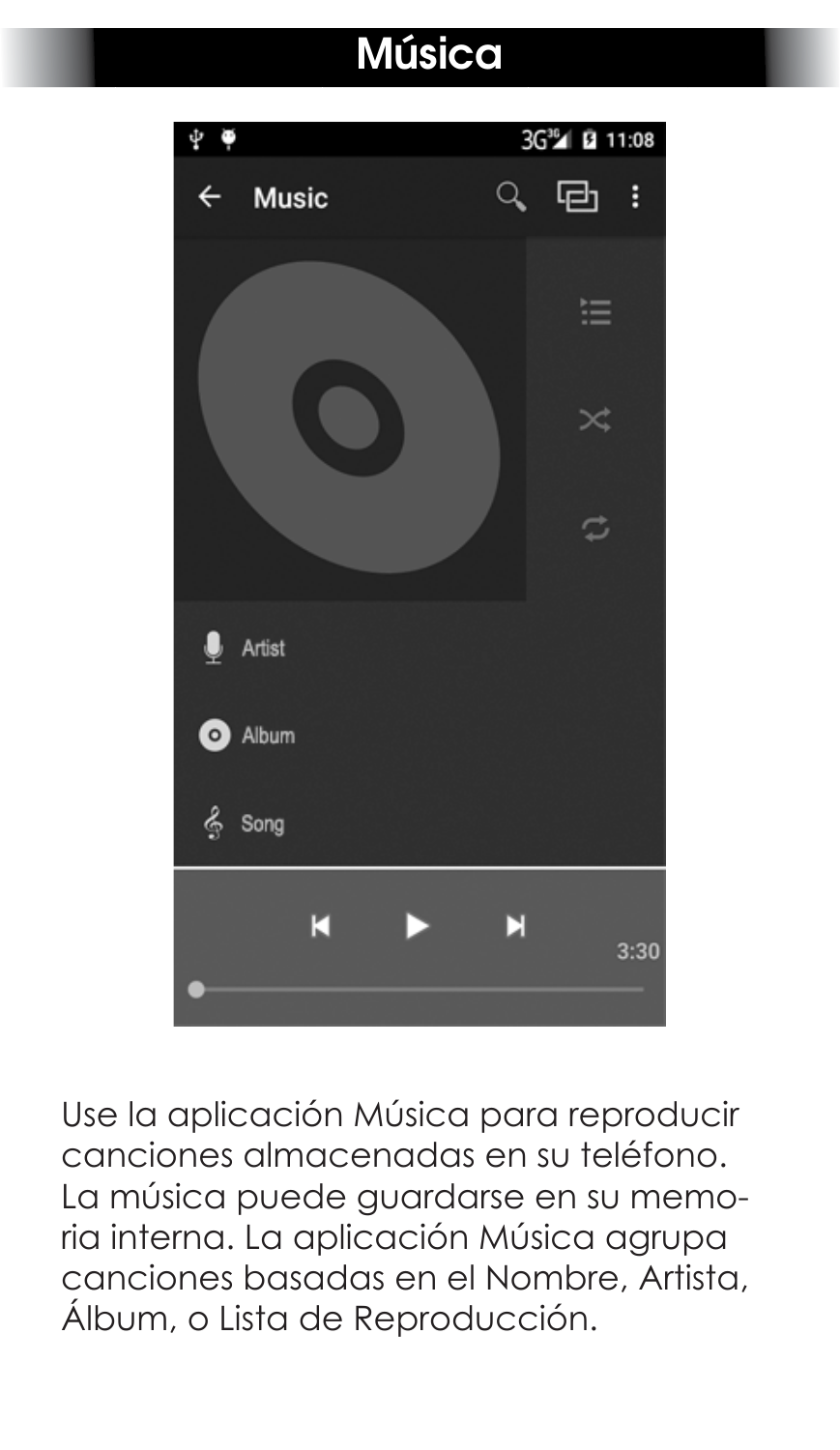# Música

Use la aplicación Música para reproducir canciones almacenadas en su teléfono. La música puede guardarse en su memoria interna. La aplicación Música agrupa canciones basadas en el Nombre, Artista, Álbum, o Lista de Reproducción.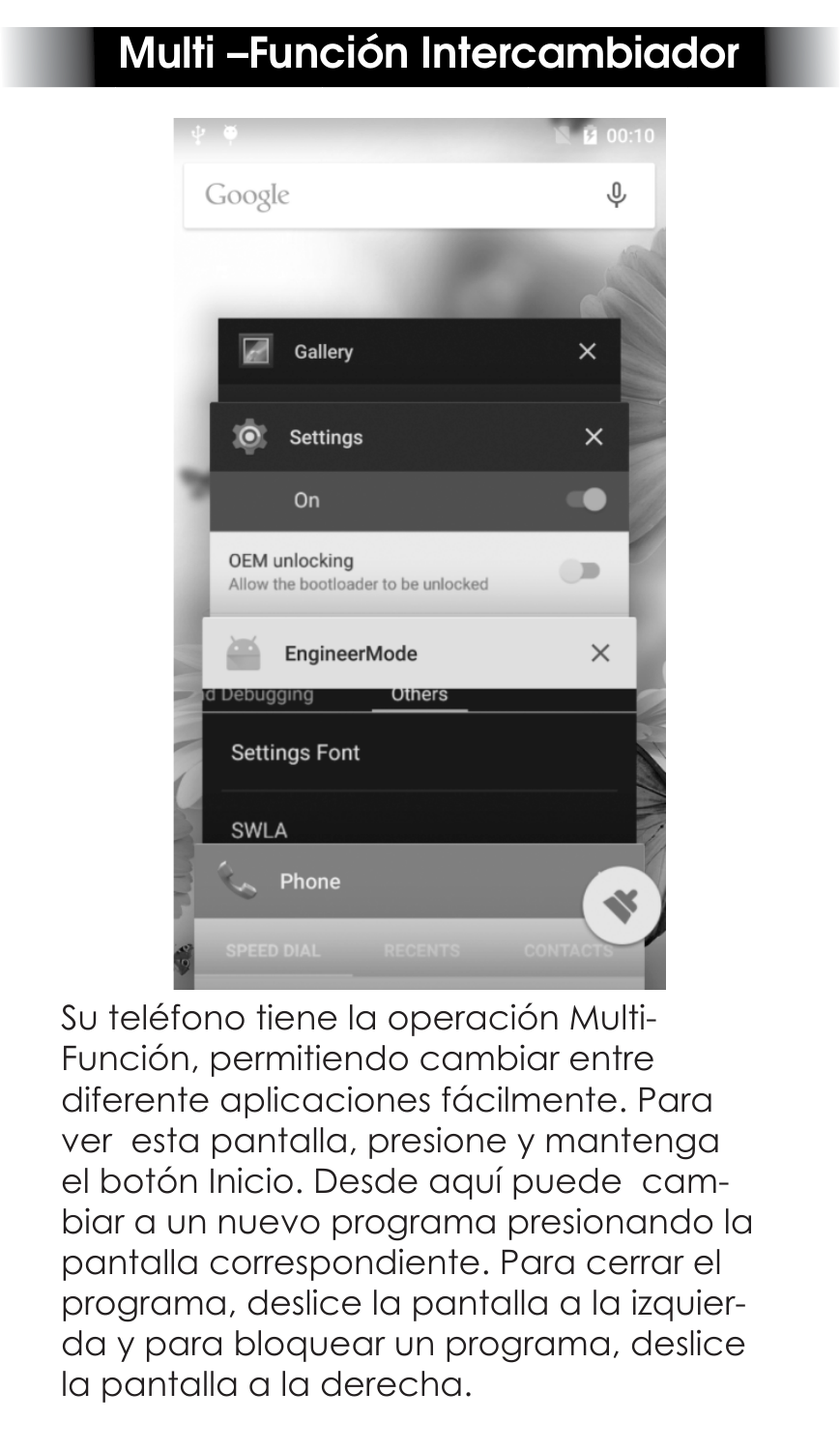# Multi –Función Intercambiador

Su teléfono tiene la operación Multi-Función, permitiendo cambiar entre diferente aplicaciones fácilmente. Para ver esta pantalla, presione y mantenga el botón Inicio. Desde aquí puede cambiar a un nuevo programa presionando la pantalla correspondiente. Para cerrar el programa, deslice la pantalla a la izquierda y para bloquear un programa, deslice la pantalla a la derecha.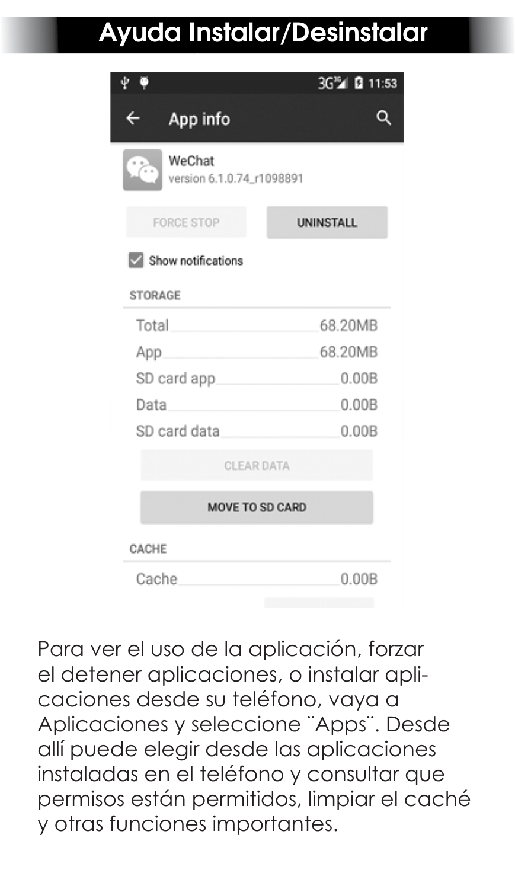# Ayuda Instalar/Desinstalar

Para ver el uso de la aplicación, forzar el detener aplicaciones, o instalar aplicaciones desde su teléfono, vaya a Aplicaciones y seleccione ¨Apps¨. Desde allí puede elegir desde las aplicaciones instaladas en el teléfono y consultar que permisos están permitidos, limpiar el caché y otras funciones importantes.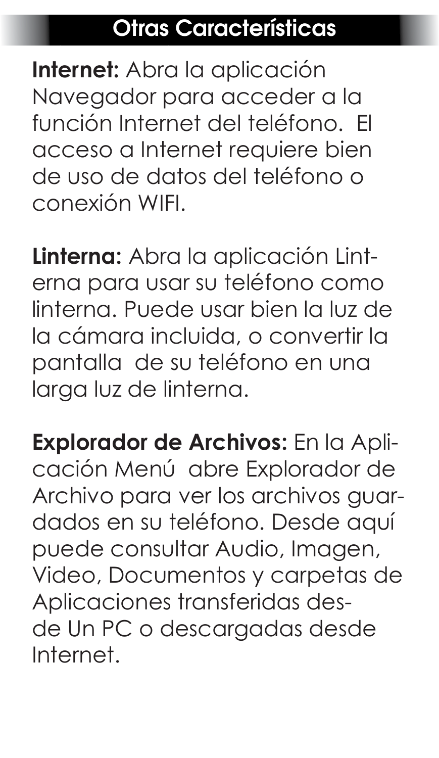## Otras Características

**Internet:** Abra la aplicación Navegador para acceder a la función Internet del teléfono. El acceso a Internet requiere bien de uso de datos del teléfono o conexión WIFI.

**Linterna:** Abra la aplicación Linterna para usar su teléfono como linterna. Puede usar bien la luz de la cámara incluida, o convertir la pantalla de su teléfono en una larga luz de linterna.

**Explorador de Archivos:** En la Aplicación Menú abre Explorador de Archivo para ver los archivos guardados en su teléfono. Desde aquí puede consultar Audio, Imagen, Video, Documentos y carpetas de Aplicaciones transferidas desde Un PC o descargadas desde Internet.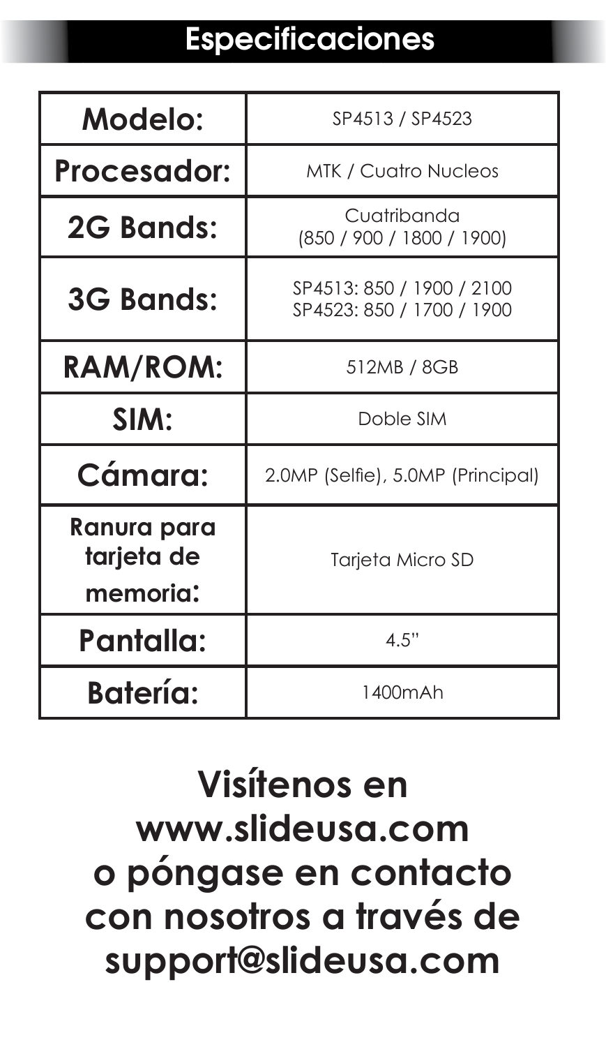# Especificaciones

| Modelo: | SP4513 / SP4523 |
|---|---|
| Procesador: | MTK / Cuatro Nucleos |
| 2G Bands: | Cuatribanda (850 / 900 / 1800 / 1900) |
| 3G Bands: | SP4513: 850 / 1900 / 2100<br>SP4523: 850 / 1700 / 1900 |
| RAM/ROM: | 512MB / 8GB |
| SIM: | Doble SIM |
| Cámara: | 2.0MP (Selfie), 5.0MP (Principal) |
| Ranura para tarjeta de memoria: | Tarjeta Micro SD |
| Pantalla: | 4.5" |
| Batería: | 1400mAh |

**Visítenos en www.slideusa.com o póngase en contacto con nosotros a través de support@slideusa.com**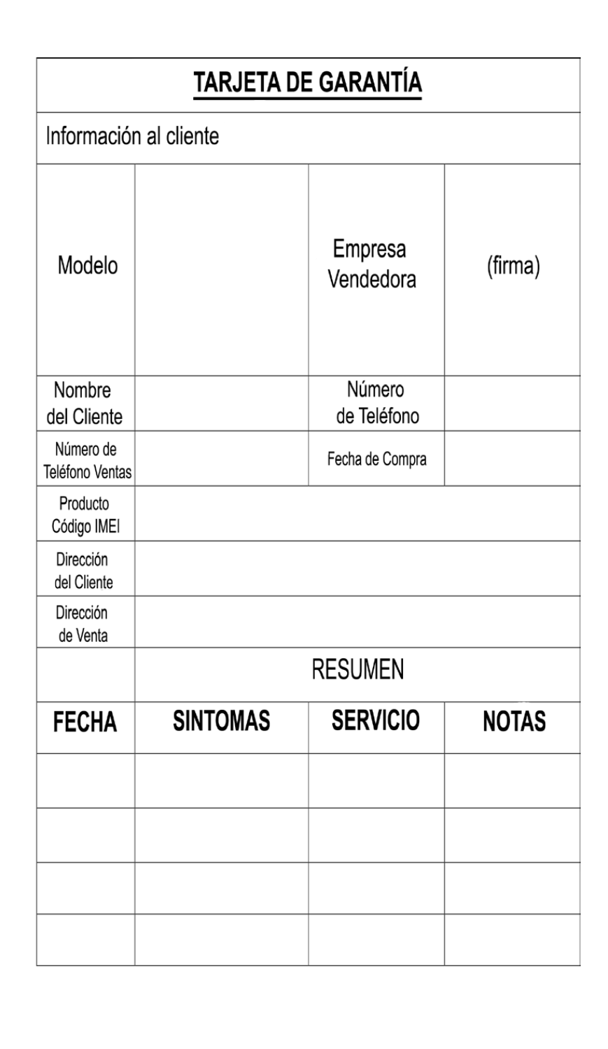# TARJETA DE GARANTÍA

Información al cliente

| | | | |
|---|---|---|---|
| Modelo | | Empresa Vendedora | (firma) |
| Nombre del Cliente | | Número de Teléfono | |
| Número de Teléfono Ventas | | Fecha de Compra | |
| Producto Código IMEI | | | |
| Dirección del Cliente | | | |
| Dirección de Venta | | | |

RESUMEN

| FECHA | SINTOMAS | SERVICIO | NOTAS |
|---|---|---|---|
| | | | |
| | | | |
| | | | |
| | | | |